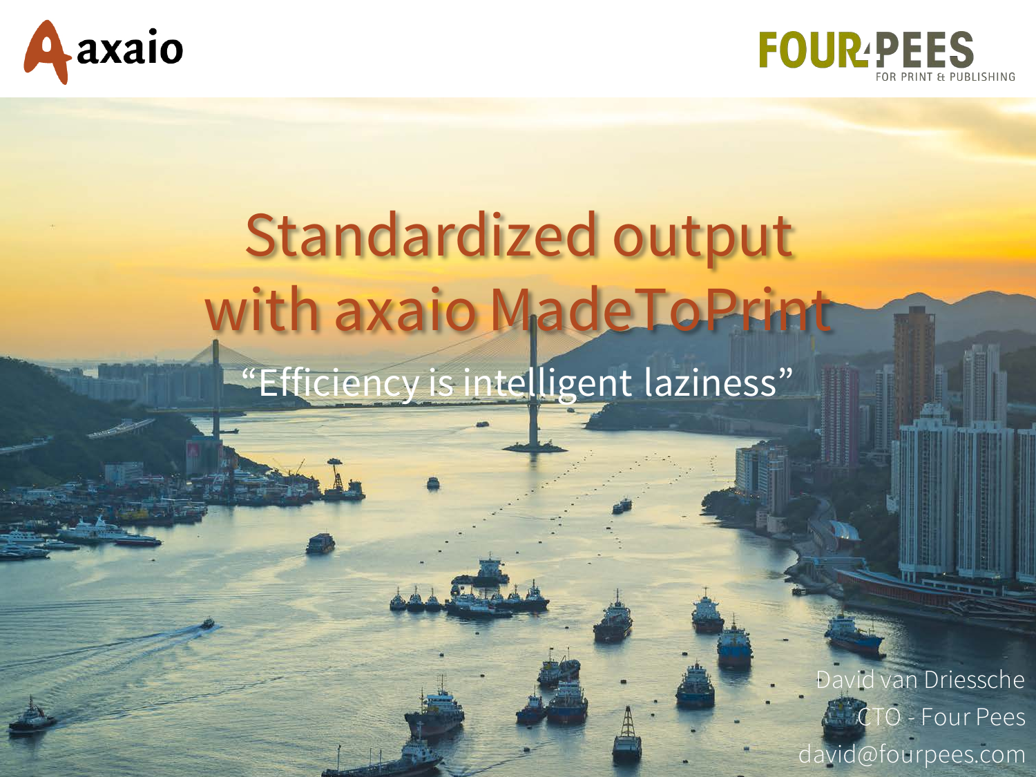axaio

FOUR PEES
FOR PRINT & PUBLISHING

# Standardized output with axaio MadeToPrint

"Efficiency is intelligent laziness"

David van Driessche
CTO - Four Pees
david@fourpees.com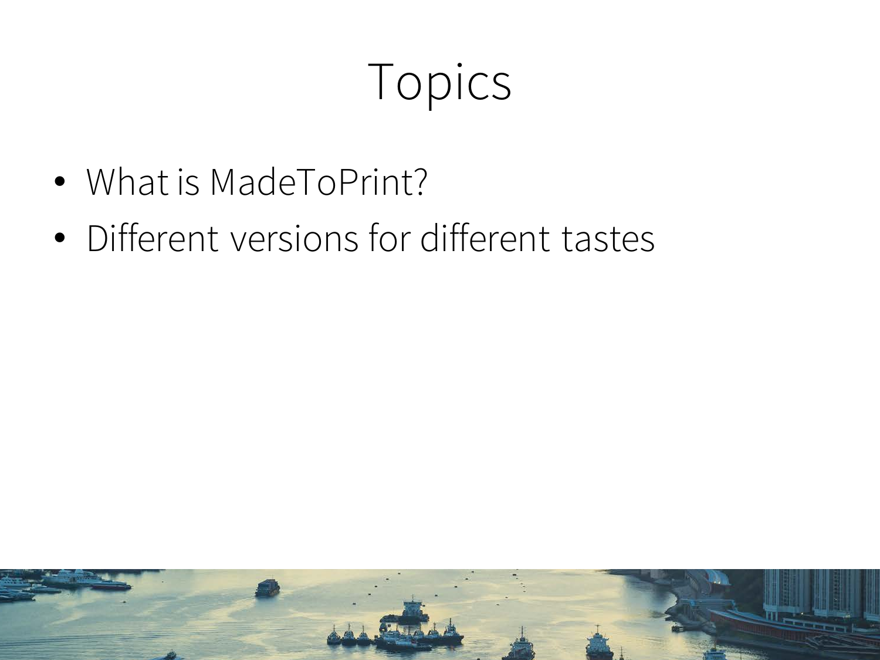# Topics

- What is MadeToPrint?
- Different versions for different tastes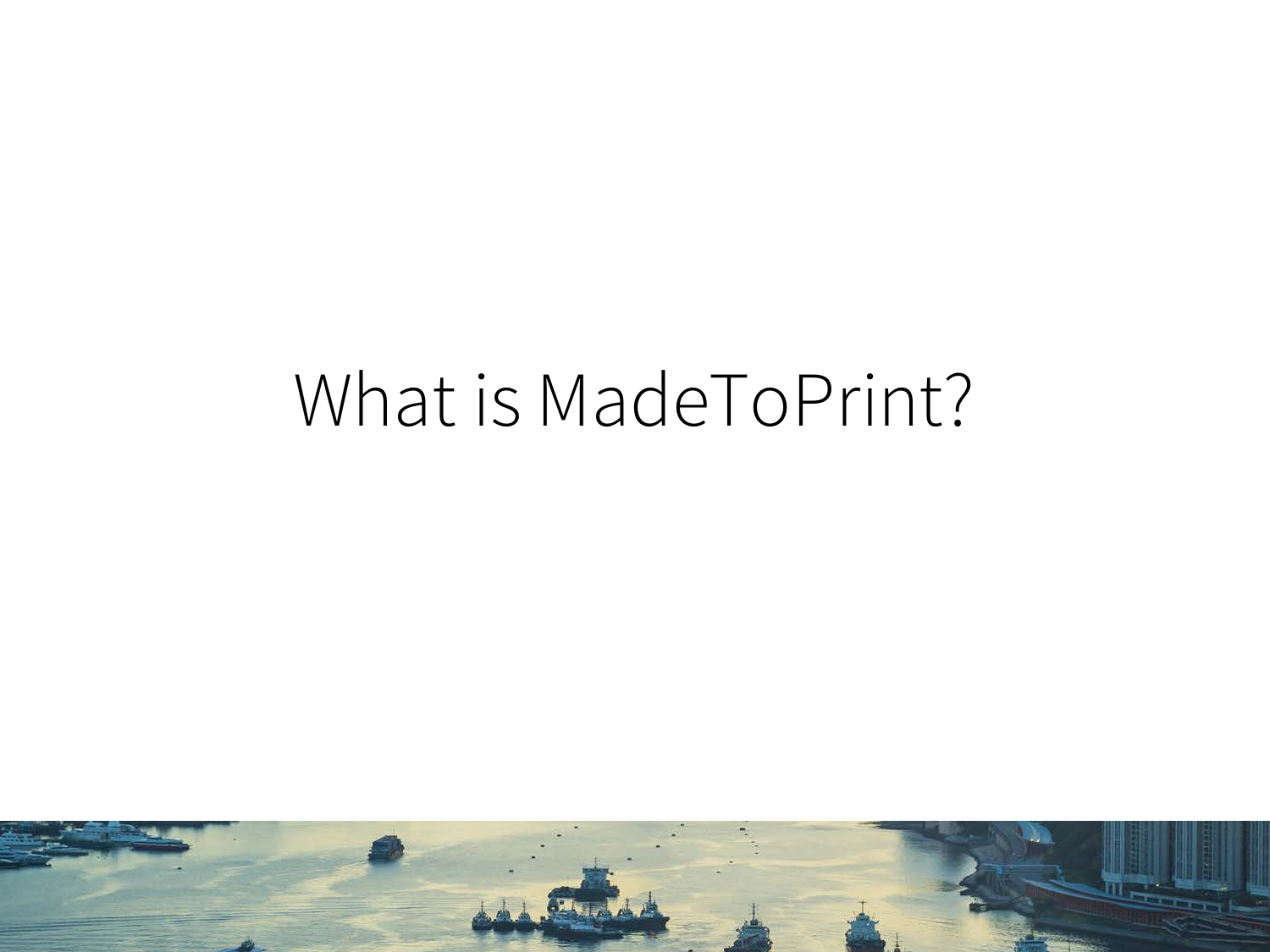# What is MadeToPrint?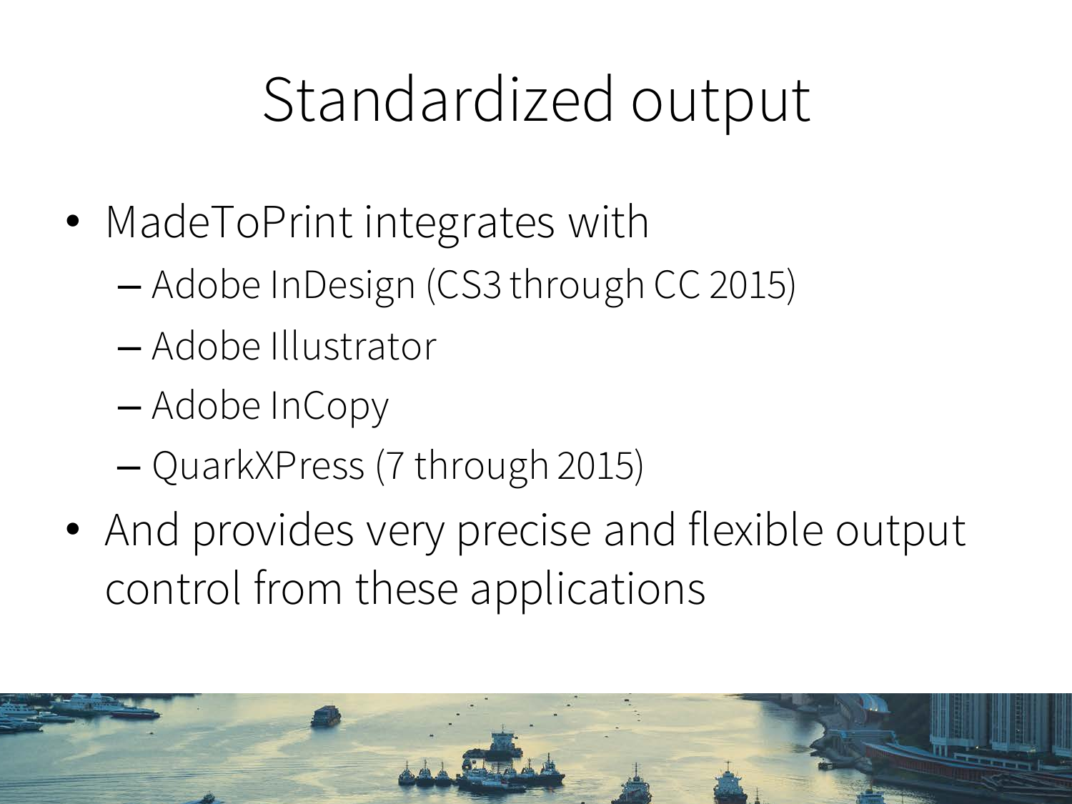# Standardized output

- MadeToPrint integrates with
  - Adobe InDesign (CS3 through CC 2015)
  - Adobe Illustrator
  - Adobe InCopy
  - QuarkXPress (7 through 2015)
- And provides very precise and flexible output control from these applications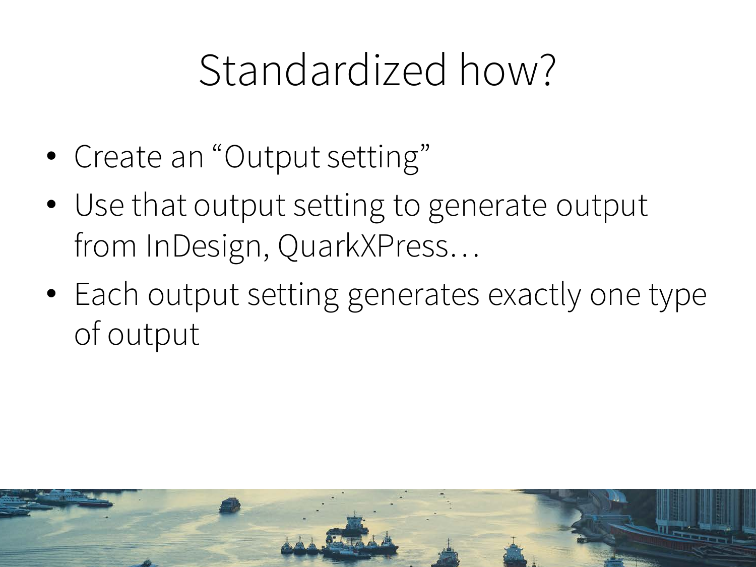# Standardized how?

- Create an "Output setting"
- Use that output setting to generate output from InDesign, QuarkXPress…
- Each output setting generates exactly one type of output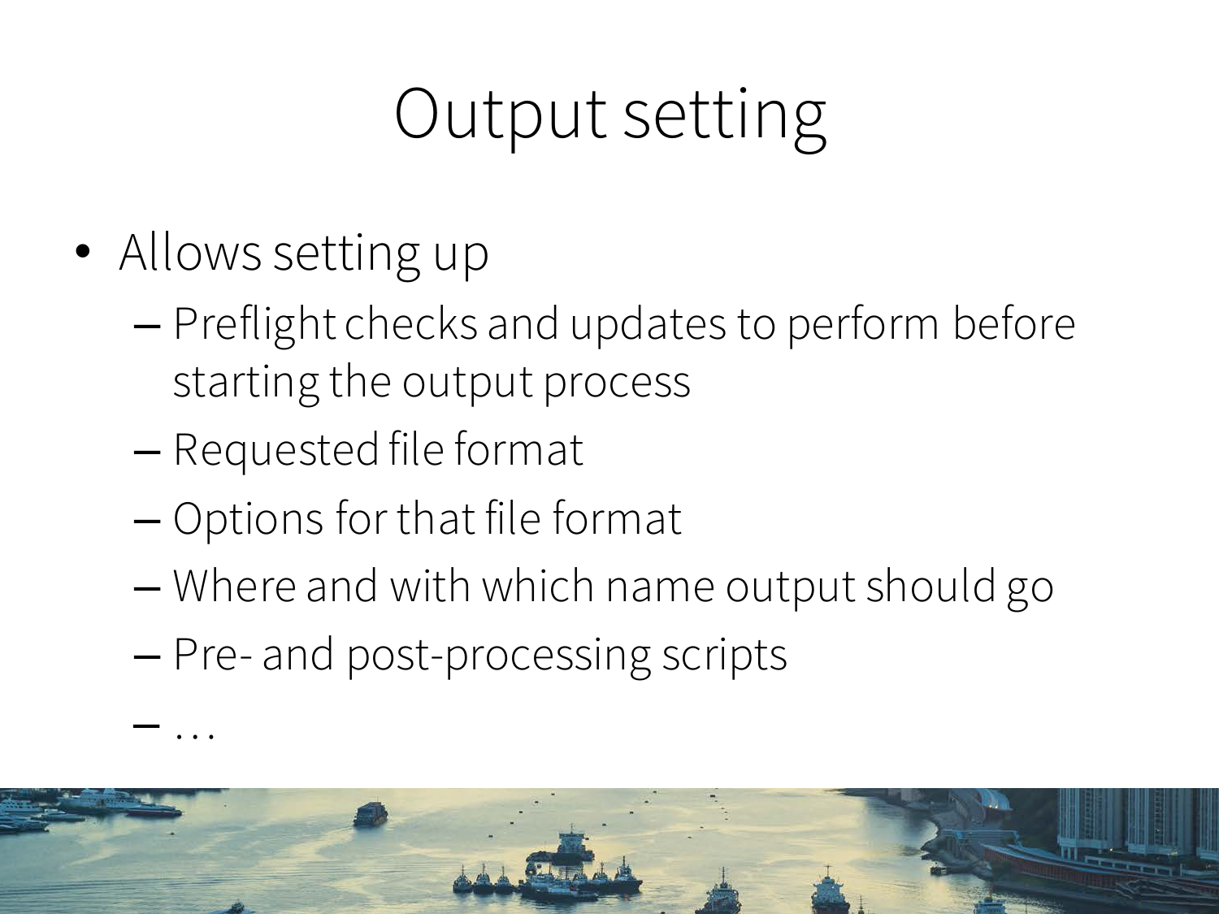# Output setting

- Allows setting up
  - Preflight checks and updates to perform before starting the output process
  - Requested file format
  - Options for that file format
  - Where and with which name output should go
  - Pre- and post-processing scripts
  - …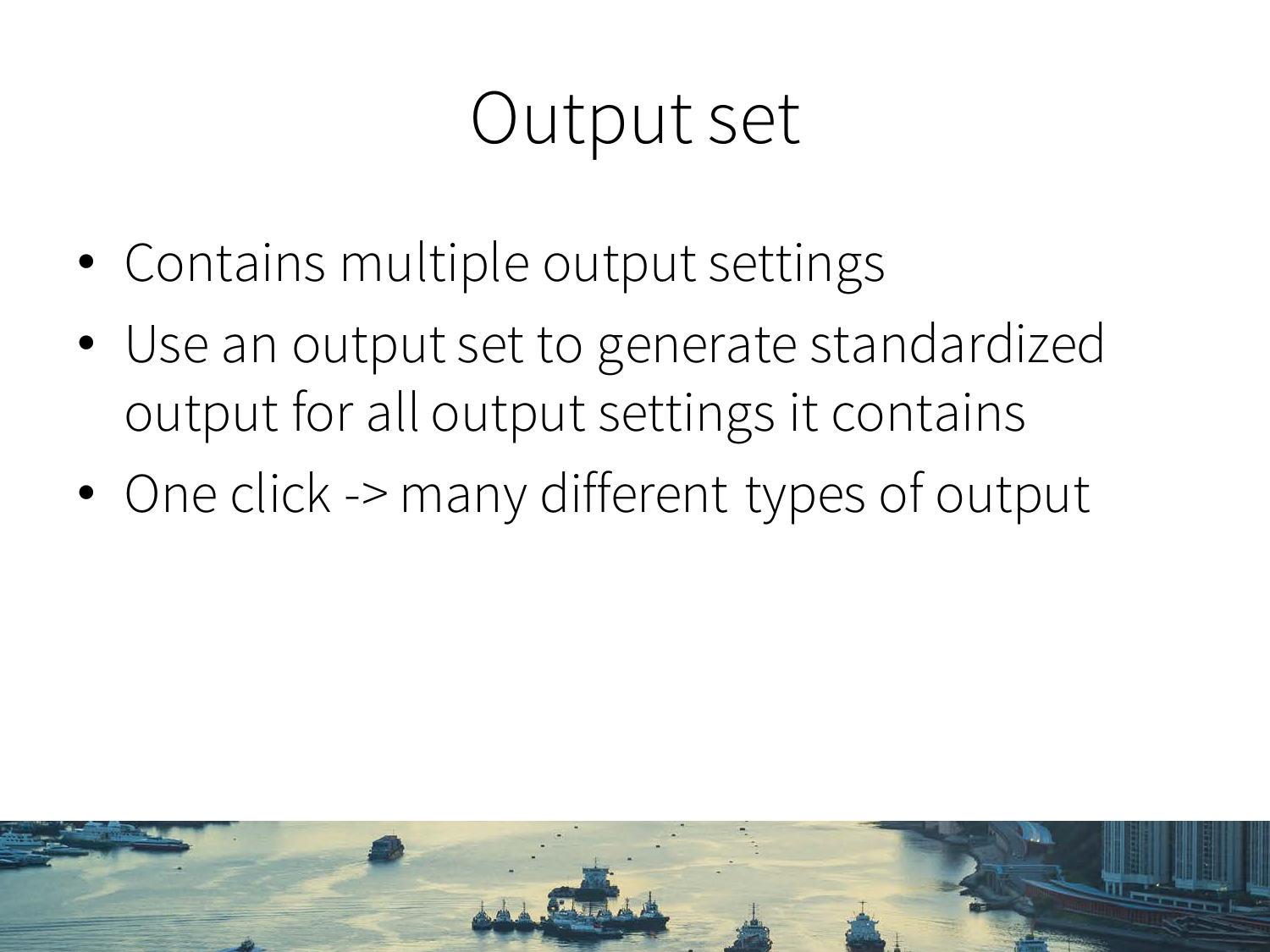# Output set

- Contains multiple output settings
- Use an output set to generate standardized output for all output settings it contains
- One click -> many different types of output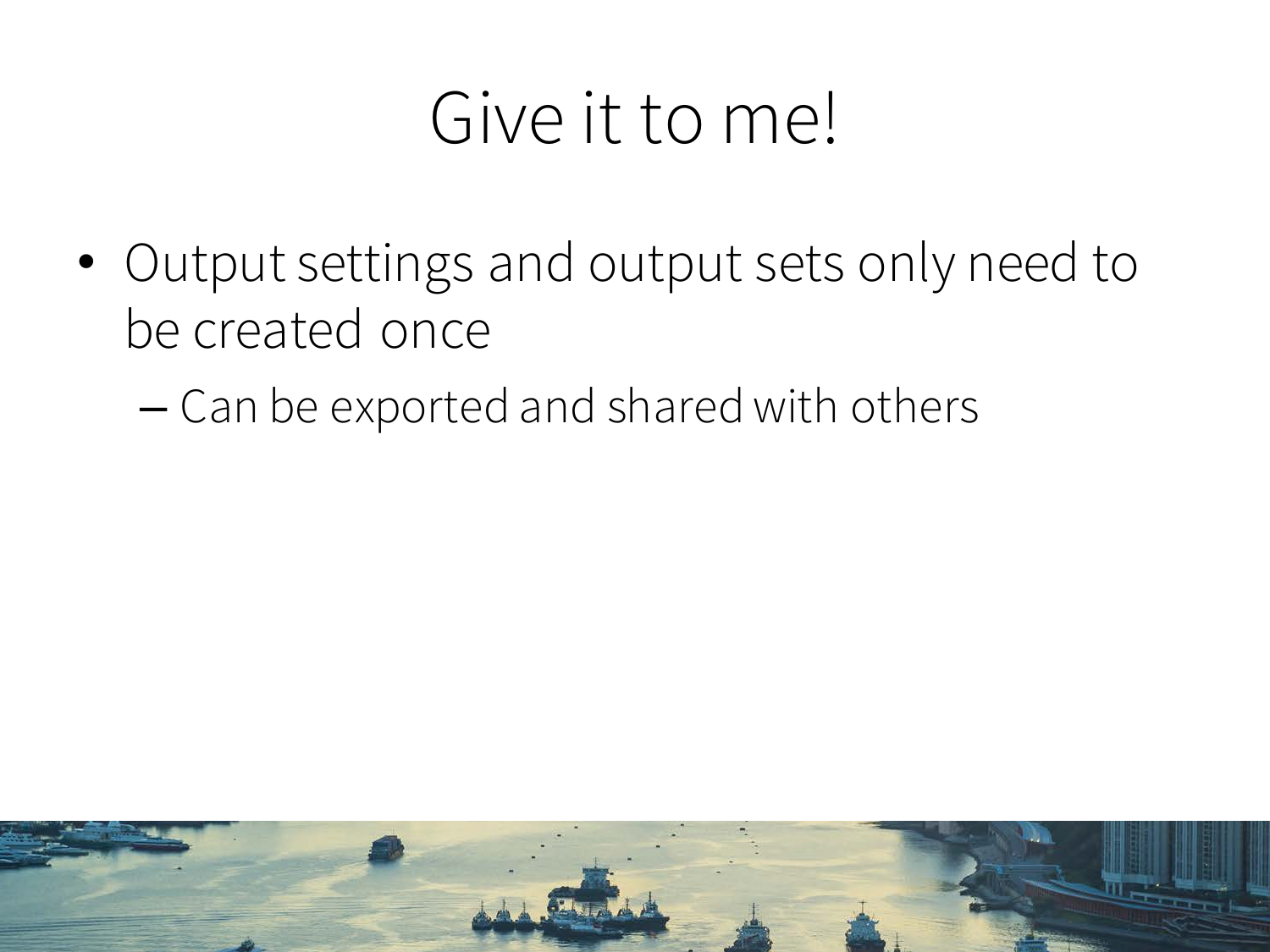# Give it to me!

- Output settings and output sets only need to be created once
  - Can be exported and shared with others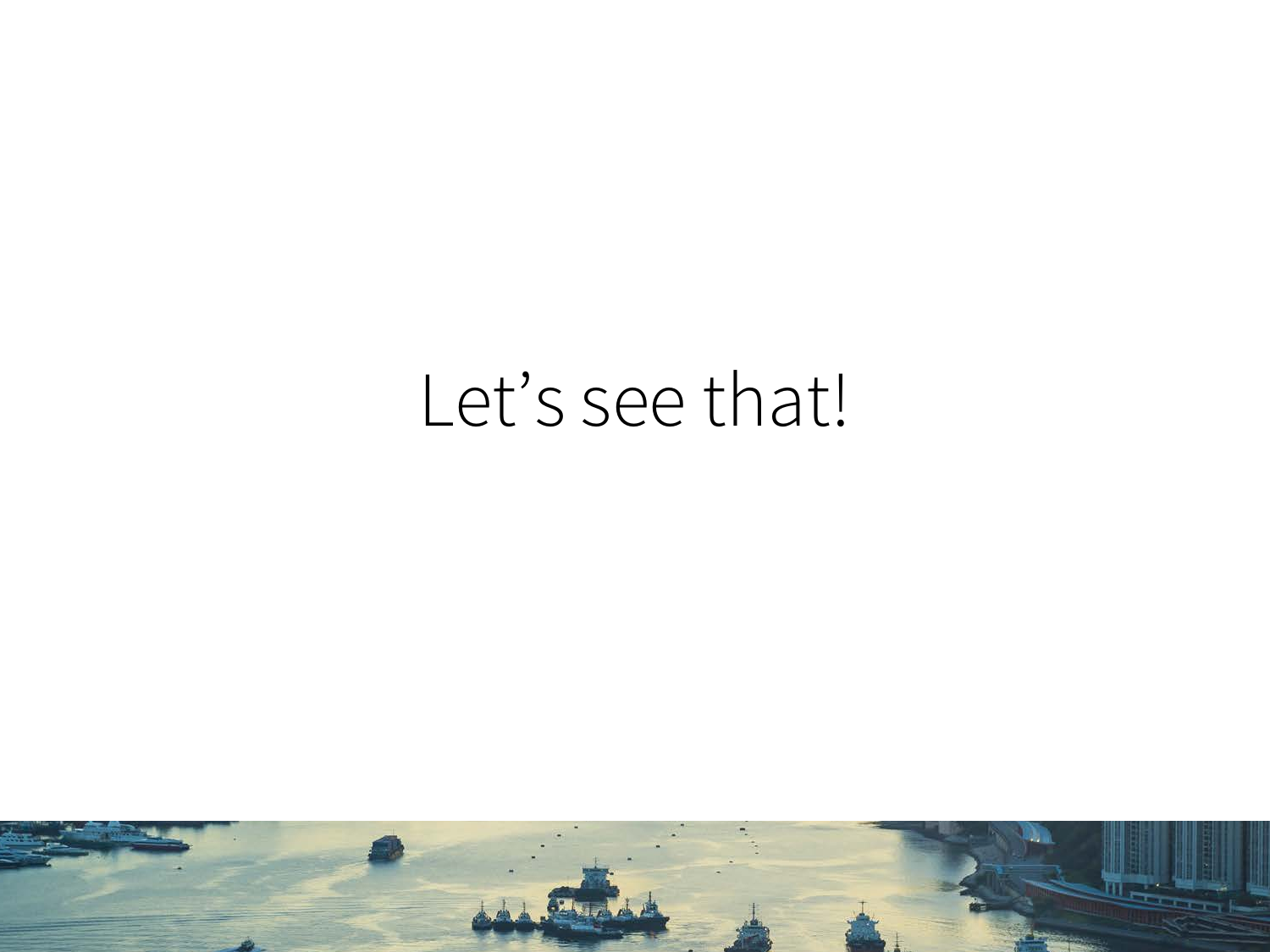Let’s see that!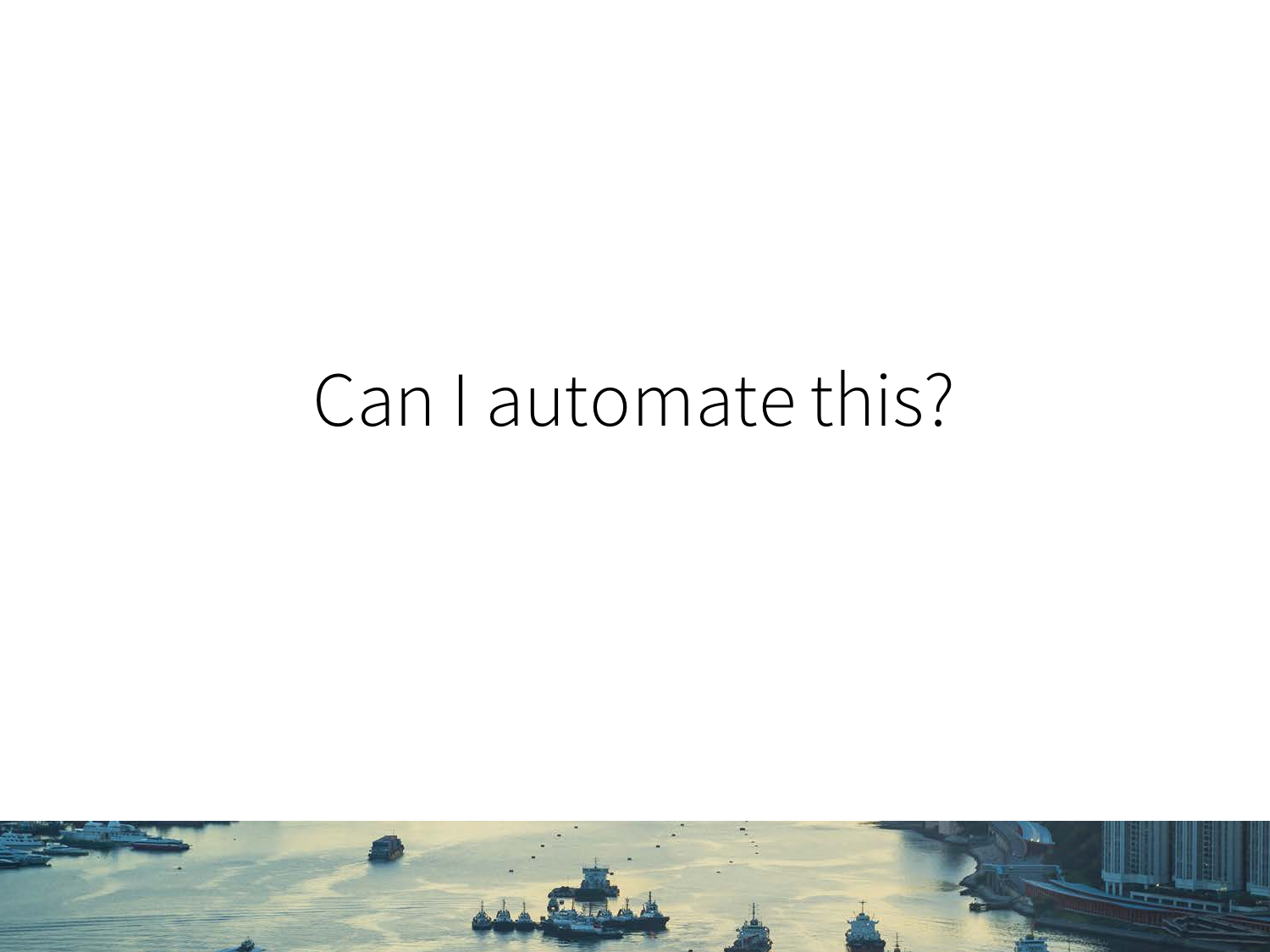# Can I automate this?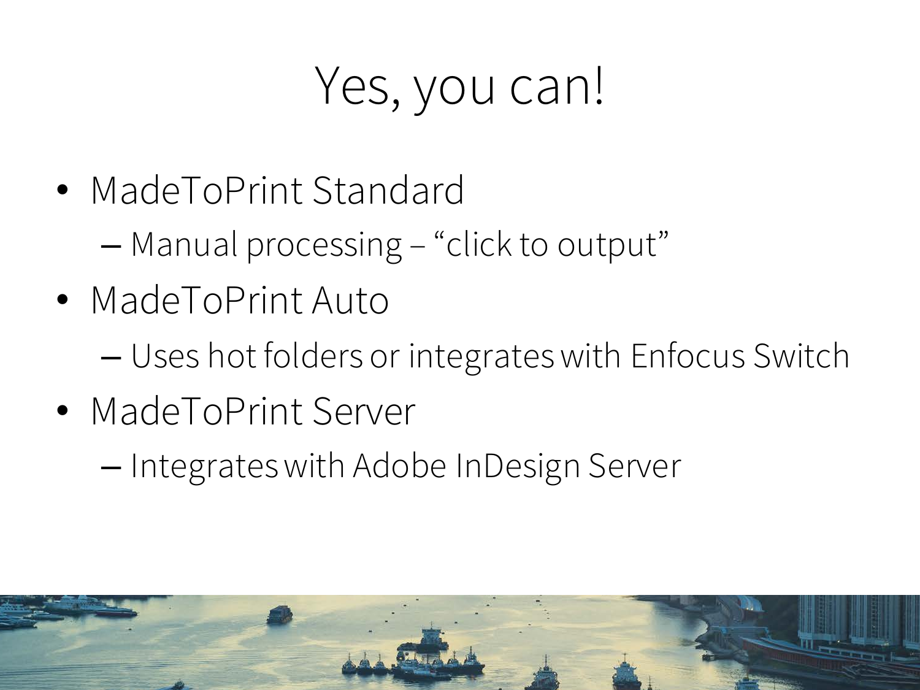# Yes, you can!

- MadeToPrint Standard
  - Manual processing – "click to output"
- MadeToPrint Auto
  - Uses hot folders or integrates with Enfocus Switch
- MadeToPrint Server
  - Integrates with Adobe InDesign Server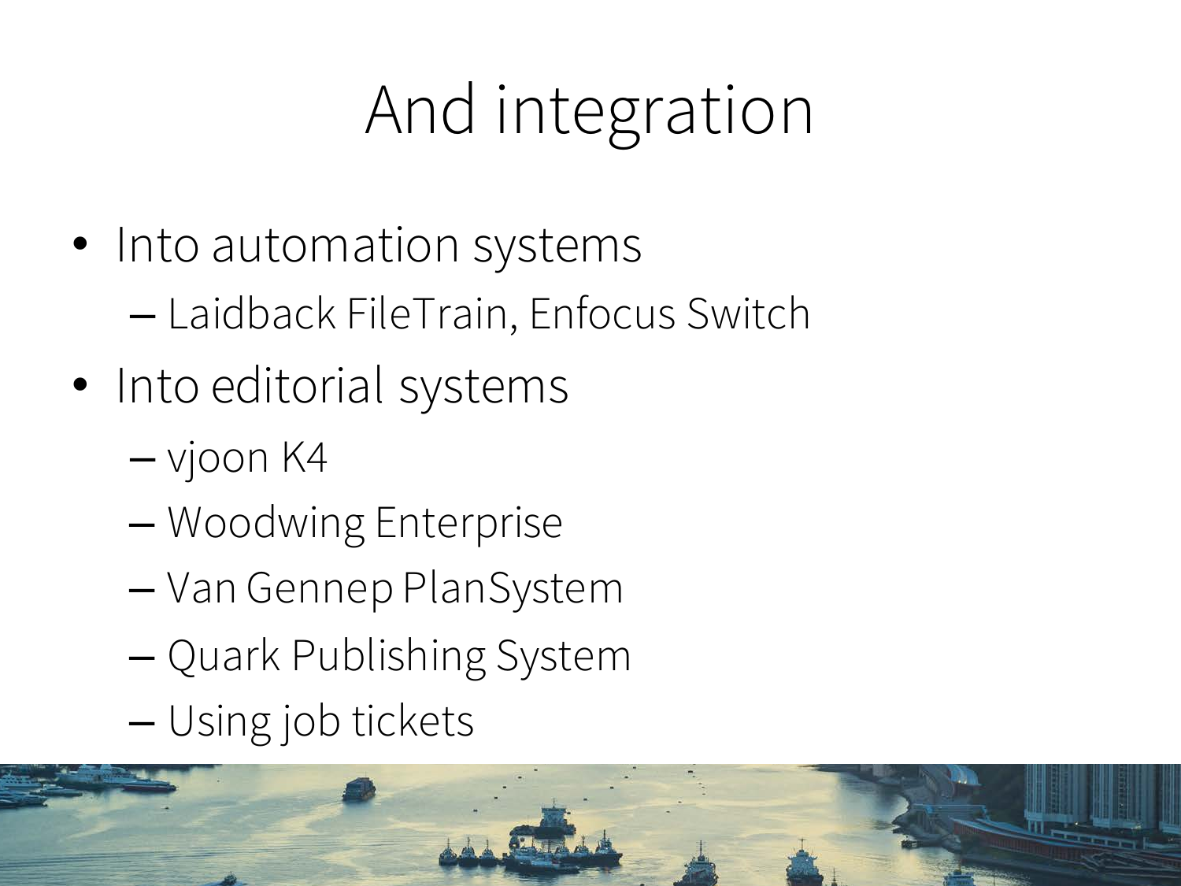# And integration

- Into automation systems
  - Laidback FileTrain, Enfocus Switch
- Into editorial systems
  - vjoon K4
  - Woodwing Enterprise
  - Van Gennep PlanSystem
  - Quark Publishing System
  - Using job tickets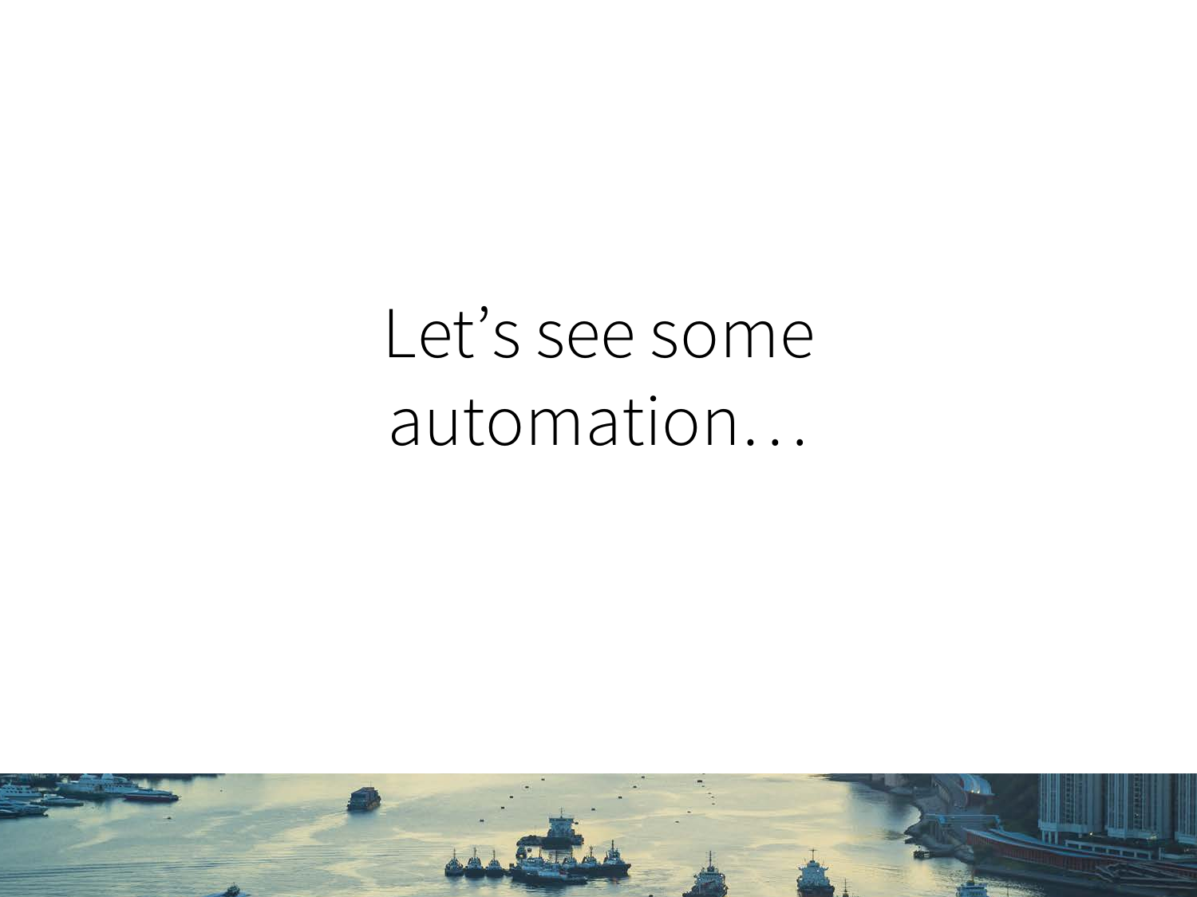# Let's see some automation…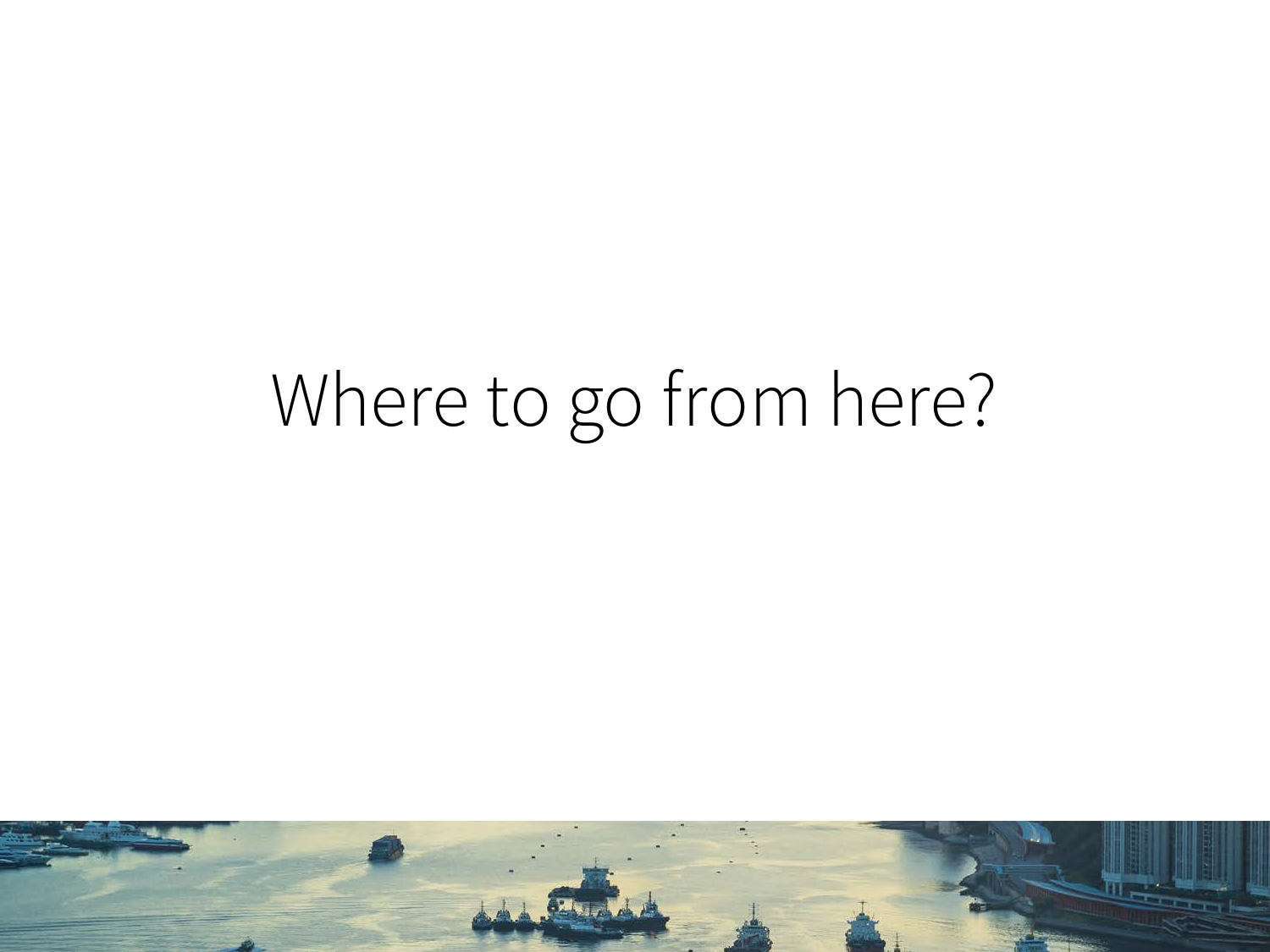# Where to go from here?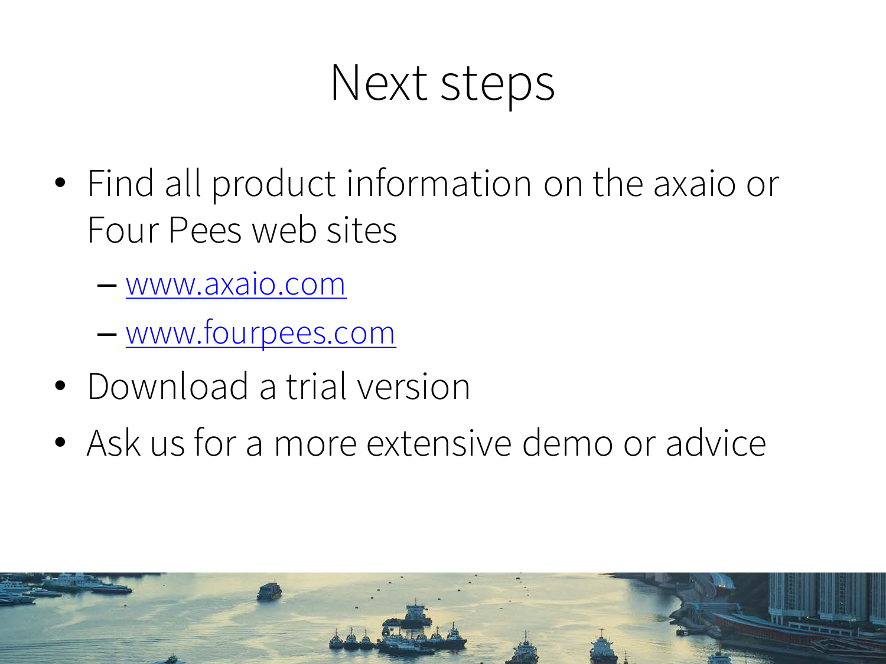# Next steps

- Find all product information on the axaio or Four Pees web sites
  - www.axaio.com
  - www.fourpees.com
- Download a trial version
- Ask us for a more extensive demo or advice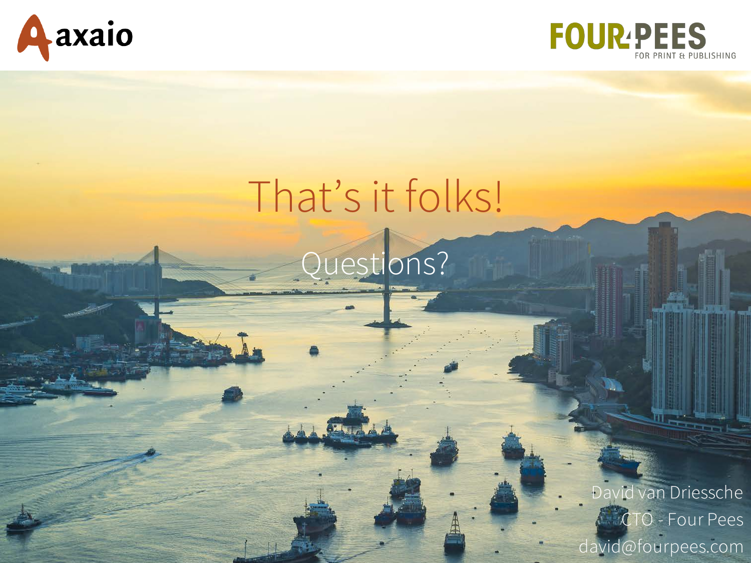axaio

FOUR PEES
FOR PRINT & PUBLISHING

# That's it folks!

Questions?

David van Driessche
CTO - Four Pees
david@fourpees.com